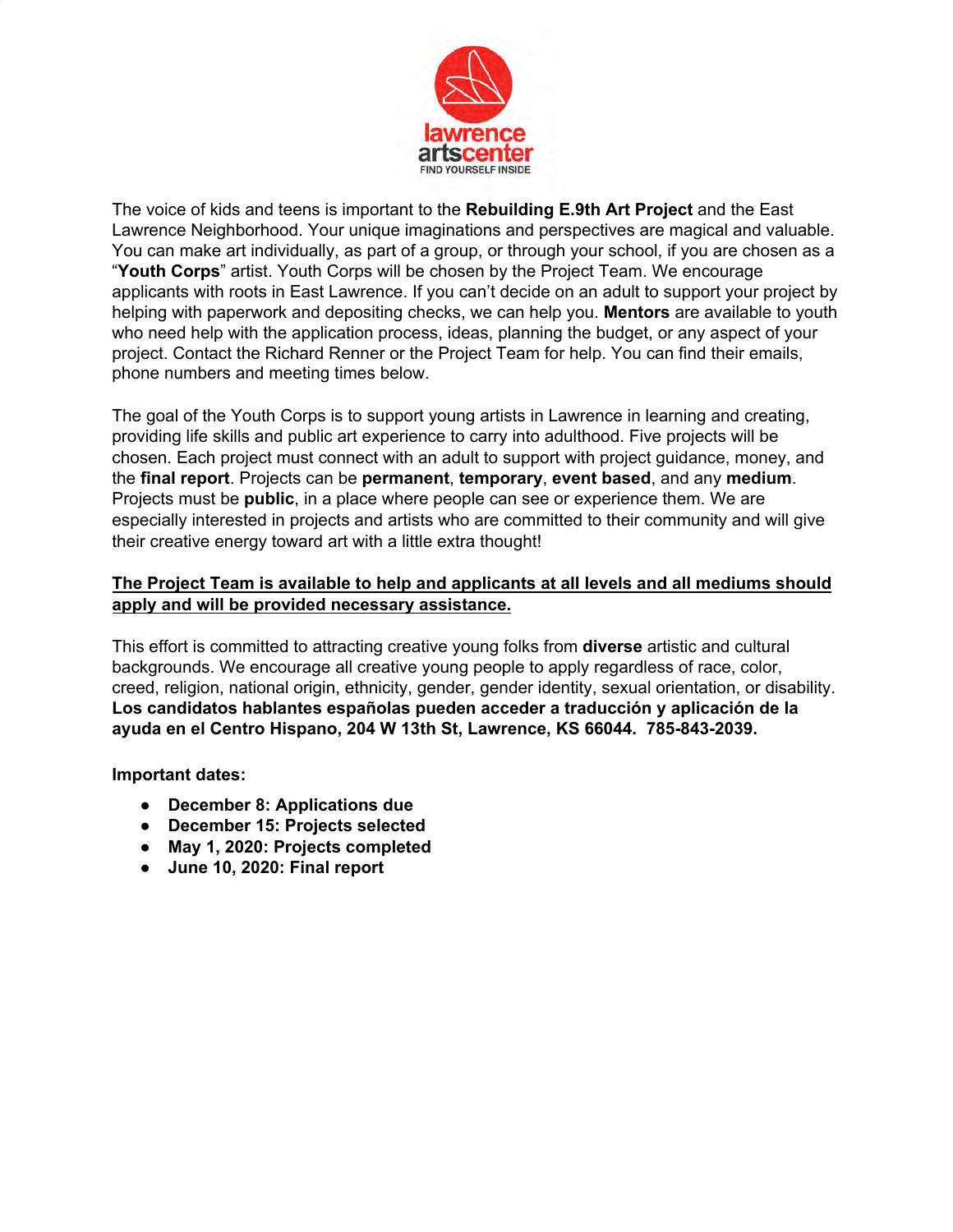The voice of kids and teens is important to the **Rebuilding E.9th Art Project** and the East Lawrence Neighborhood. Your unique imaginations and perspectives are magical and valuable. You can make art individually, as part of a group, or through your school, if you are chosen as a "**Youth Corps**" artist. Youth Corps will be chosen by the Project Team. We encourage applicants with roots in East Lawrence. If you can't decide on an adult to support your project by helping with paperwork and depositing checks, we can help you. **Mentors** are available to youth who need help with the application process, ideas, planning the budget, or any aspect of your project. Contact the Richard Renner or the Project Team for help. You can find their emails, phone numbers and meeting times below.

The goal of the Youth Corps is to support young artists in Lawrence in learning and creating, providing life skills and public art experience to carry into adulthood. Five projects will be chosen. Each project must connect with an adult to support with project guidance, money, and the **final report**. Projects can be **permanent**, **temporary**, **event based**, and any **medium**. Projects must be **public**, in a place where people can see or experience them. We are especially interested in projects and artists who are committed to their community and will give their creative energy toward art with a little extra thought!

<u>**The Project Team is available to help and applicants at all levels and all mediums should apply and will be provided necessary assistance.**</u>

This effort is committed to attracting creative young folks from **diverse** artistic and cultural backgrounds. We encourage all creative young people to apply regardless of race, color, creed, religion, national origin, ethnicity, gender, gender identity, sexual orientation, or disability. **Los candidatos hablantes españolas pueden acceder a traducción y aplicación de la ayuda en el Centro Hispano, 204 W 13th St, Lawrence, KS 66044. 785-843-2039.**

**Important dates:**

- **December 8: Applications due**
- **December 15: Projects selected**
- **May 1, 2020: Projects completed**
- **June 10, 2020: Final report**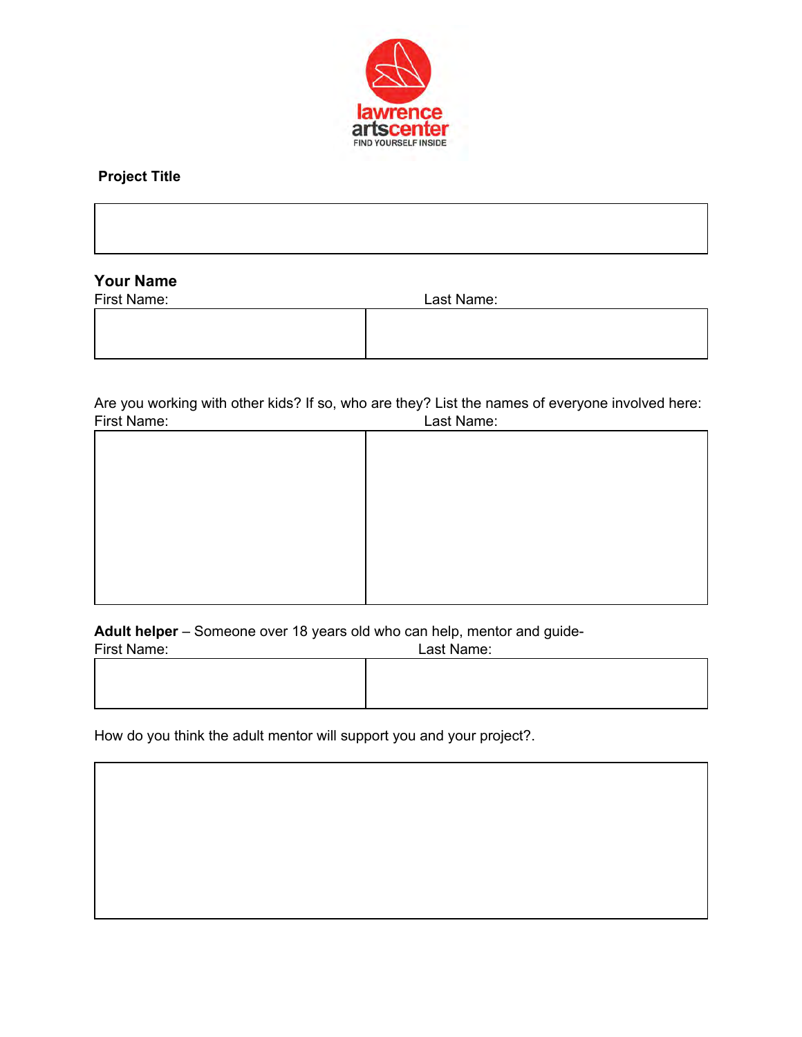lawrence artscenter
FIND YOURSELF INSIDE

**Project Title**

| |
|---|
| |

**Your Name**

| First Name: | Last Name: |
|---|---|
| | |

Are you working with other kids? If so, who are they? List the names of everyone involved here:

| First Name: | Last Name: |
|---|---|
| | |

**Adult helper** – Someone over 18 years old who can help, mentor and guide-

| First Name: | Last Name: |
|---|---|
| | |

How do you think the adult mentor will support you and your project?.

| |
|---|
| |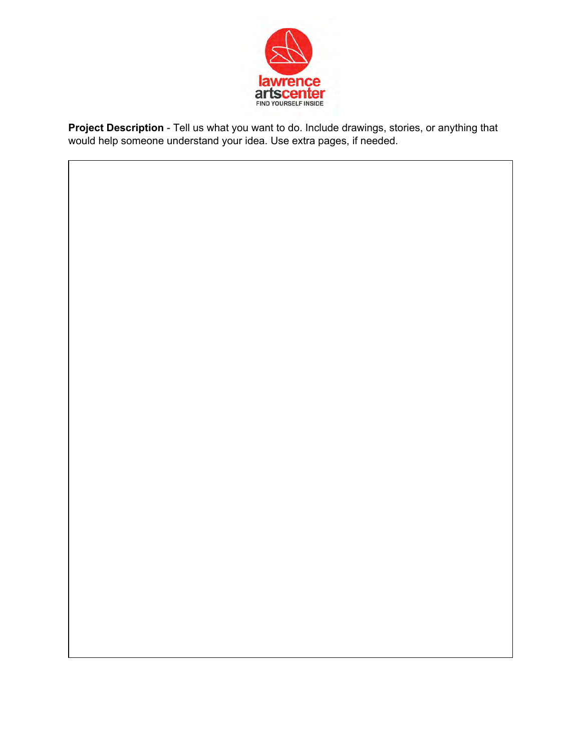**Project Description** - Tell us what you want to do. Include drawings, stories, or anything that would help someone understand your idea. Use extra pages, if needed.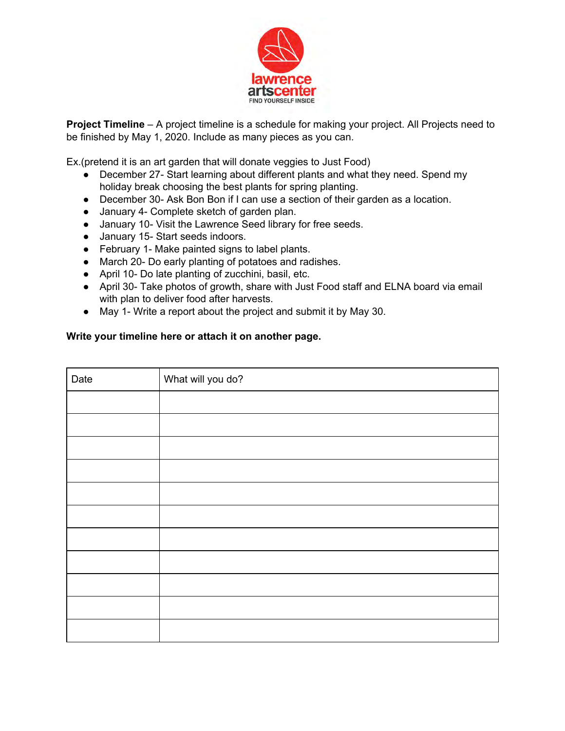**Project Timeline** – A project timeline is a schedule for making your project. All Projects need to be finished by May 1, 2020. Include as many pieces as you can.

Ex.(pretend it is an art garden that will donate veggies to Just Food)

- December 27- Start learning about different plants and what they need. Spend my holiday break choosing the best plants for spring planting.
- December 30- Ask Bon Bon if I can use a section of their garden as a location.
- January 4- Complete sketch of garden plan.
- January 10- Visit the Lawrence Seed library for free seeds.
- January 15- Start seeds indoors.
- February 1- Make painted signs to label plants.
- March 20- Do early planting of potatoes and radishes.
- April 10- Do late planting of zucchini, basil, etc.
- April 30- Take photos of growth, share with Just Food staff and ELNA board via email with plan to deliver food after harvests.
- May 1- Write a report about the project and submit it by May 30.

**Write your timeline here or attach it on another page.**

| Date | What will you do? |
|---|---|
| | |
| | |
| | |
| | |
| | |
| | |
| | |
| | |
| | |
| | |
| | |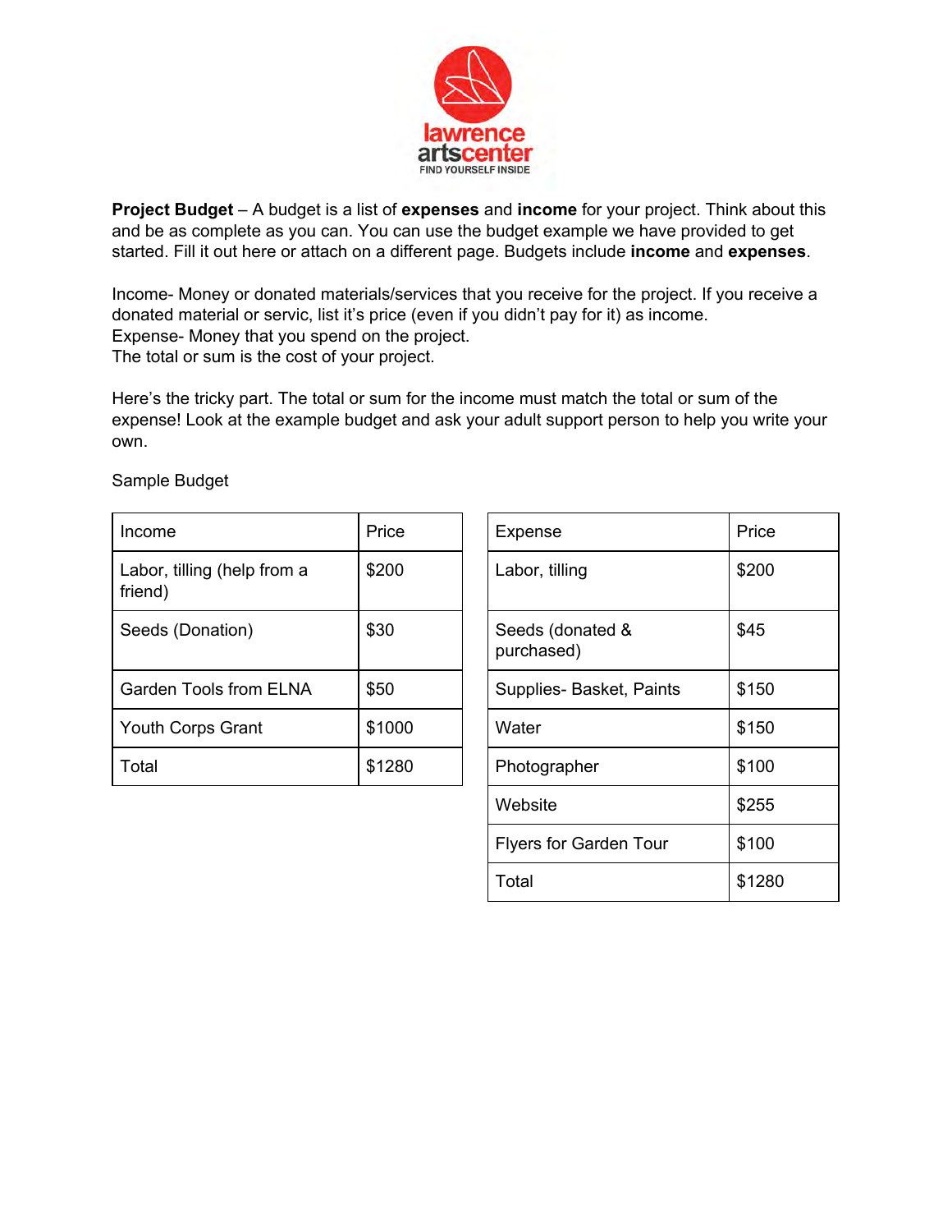lawrence artscenter
FIND YOURSELF INSIDE

**Project Budget** – A budget is a list of **expenses** and **income** for your project. Think about this and be as complete as you can. You can use the budget example we have provided to get started. Fill it out here or attach on a different page. Budgets include **income** and **expenses**.

Income- Money or donated materials/services that you receive for the project. If you receive a donated material or servic, list it's price (even if you didn't pay for it) as income.
Expense- Money that you spend on the project.
The total or sum is the cost of your project.

Here's the tricky part. The total or sum for the income must match the total or sum of the expense! Look at the example budget and ask your adult support person to help you write your own.

Sample Budget

| Income | Price |
|---|---|
| Labor, tilling (help from a friend) | $200 |
| Seeds (Donation) | $30 |
| Garden Tools from ELNA | $50 |
| Youth Corps Grant | $1000 |
| Total | $1280 |

| Expense | Price |
|---|---|
| Labor, tilling | $200 |
| Seeds (donated & purchased) | $45 |
| Supplies- Basket, Paints | $150 |
| Water | $150 |
| Photographer | $100 |
| Website | $255 |
| Flyers for Garden Tour | $100 |
| Total | $1280 |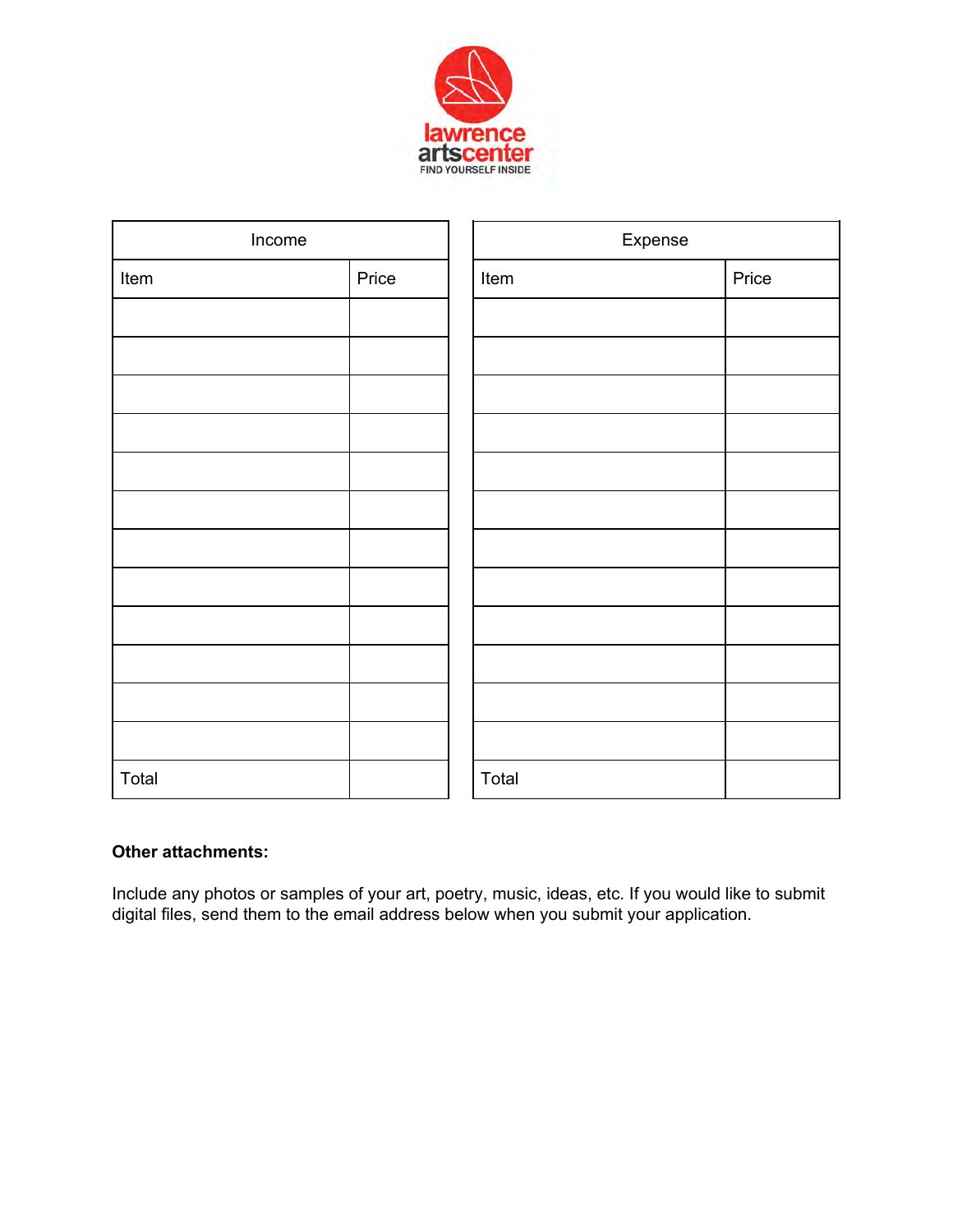lawrence artscenter
FIND YOURSELF INSIDE

| Income | |
|---|---|
| Item | Price |
| | |
| | |
| | |
| | |
| | |
| | |
| | |
| | |
| | |
| | |
| | |
| | |
| Total | |

| Expense | |
|---|---|
| Item | Price |
| | |
| | |
| | |
| | |
| | |
| | |
| | |
| | |
| | |
| | |
| | |
| | |
| Total | |

**Other attachments:**

Include any photos or samples of your art, poetry, music, ideas, etc. If you would like to submit digital files, send them to the email address below when you submit your application.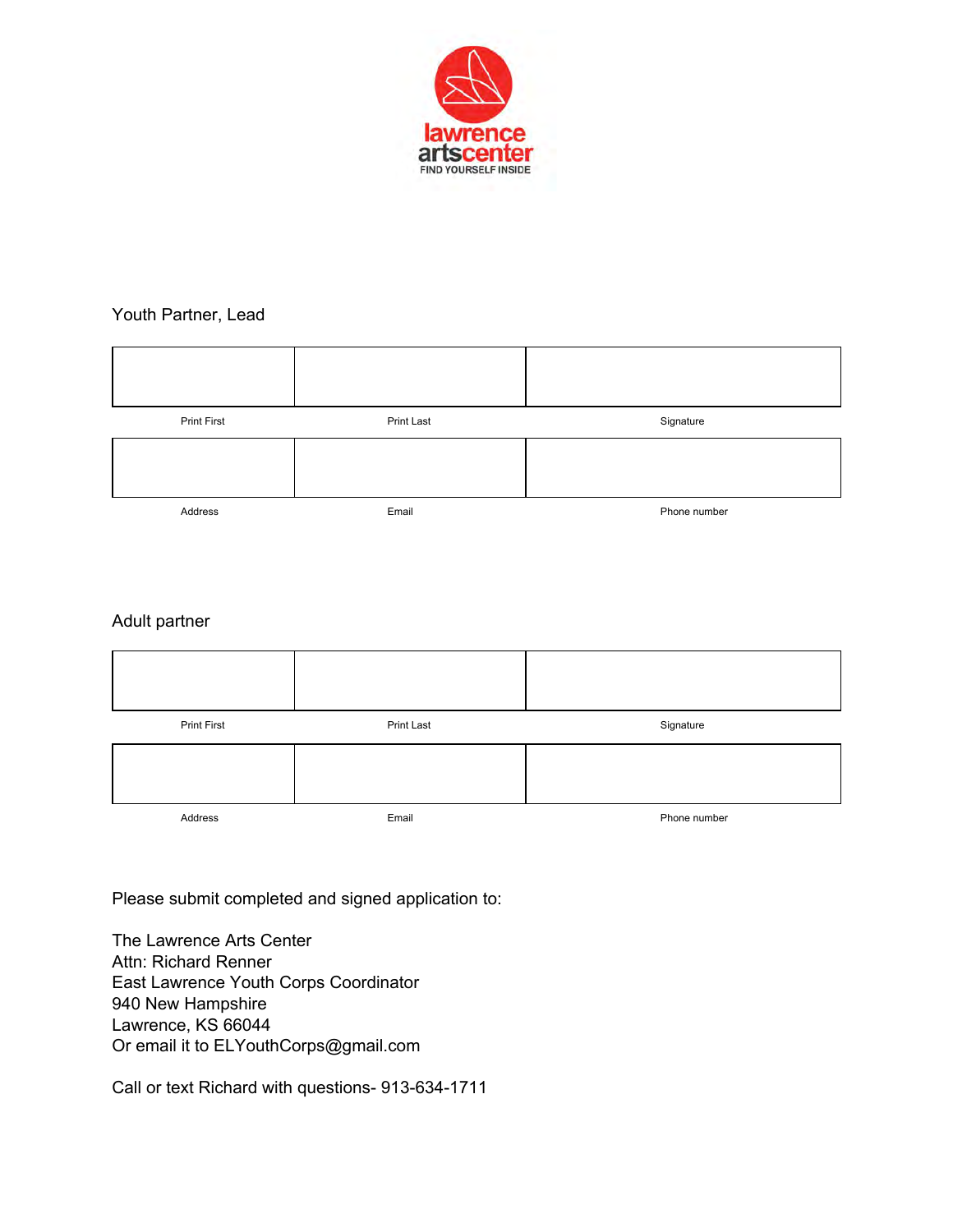lawrence artscenter

FIND YOURSELF INSIDE

Youth Partner, Lead

| | | |
|---|---|---|
| | | |
| Print First | Print Last | Signature |
| | | |
| Address | Email | Phone number |

Adult partner

| | | |
|---|---|---|
| | | |
| Print First | Print Last | Signature |
| | | |
| Address | Email | Phone number |

Please submit completed and signed application to:

The Lawrence Arts Center
Attn: Richard Renner
East Lawrence Youth Corps Coordinator
940 New Hampshire
Lawrence, KS 66044
Or email it to ELYouthCorps@gmail.com

Call or text Richard with questions- 913-634-1711